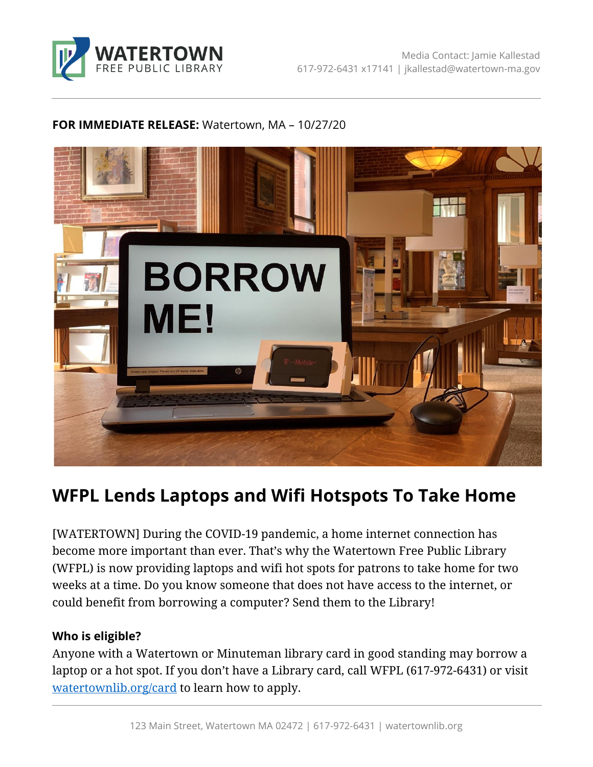**WATERTOWN**
FREE PUBLIC LIBRARY

Media Contact: Jamie Kallestad
617-972-6431 x17141 | jkallestad@watertown-ma.gov

**FOR IMMEDIATE RELEASE:** Watertown, MA – 10/27/20

# WFPL Lends Laptops and Wifi Hotspots To Take Home

[WATERTOWN] During the COVID-19 pandemic, a home internet connection has become more important than ever. That's why the Watertown Free Public Library (WFPL) is now providing laptops and wifi hot spots for patrons to take home for two weeks at a time. Do you know someone that does not have access to the internet, or could benefit from borrowing a computer? Send them to the Library!

### Who is eligible?

Anyone with a Watertown or Minuteman library card in good standing may borrow a laptop or a hot spot. If you don't have a Library card, call WFPL (617-972-6431) or visit [watertownlib.org/card](watertownlib.org/card) to learn how to apply.

123 Main Street, Watertown MA 02472 | 617-972-6431 | watertownlib.org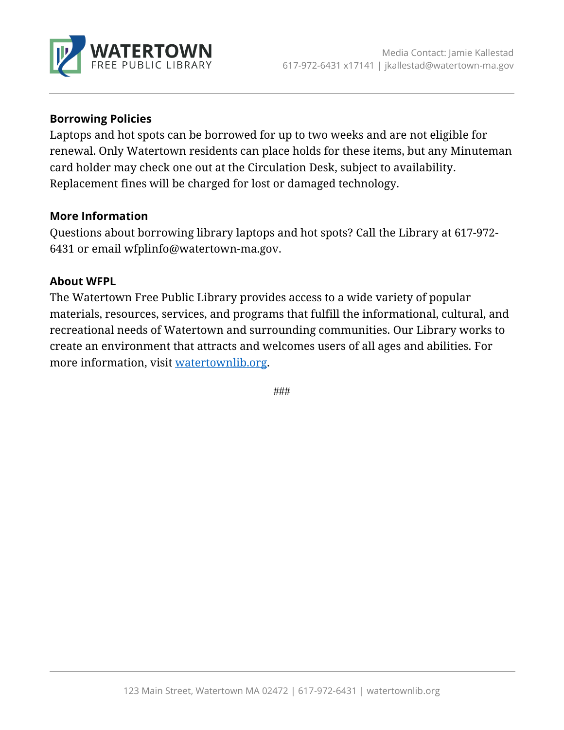Media Contact: Jamie Kallestad
617-972-6431 x17141 | jkallestad@watertown-ma.gov

**Borrowing Policies**

Laptops and hot spots can be borrowed for up to two weeks and are not eligible for renewal. Only Watertown residents can place holds for these items, but any Minuteman card holder may check one out at the Circulation Desk, subject to availability. Replacement fines will be charged for lost or damaged technology.

**More Information**

Questions about borrowing library laptops and hot spots? Call the Library at 617-972-6431 or email wfplinfo@watertown-ma.gov.

**About WFPL**

The Watertown Free Public Library provides access to a wide variety of popular materials, resources, services, and programs that fulfill the informational, cultural, and recreational needs of Watertown and surrounding communities. Our Library works to create an environment that attracts and welcomes users of all ages and abilities. For more information, visit [watertownlib.org](watertownlib.org).

###

123 Main Street, Watertown MA 02472 | 617-972-6431 | watertownlib.org